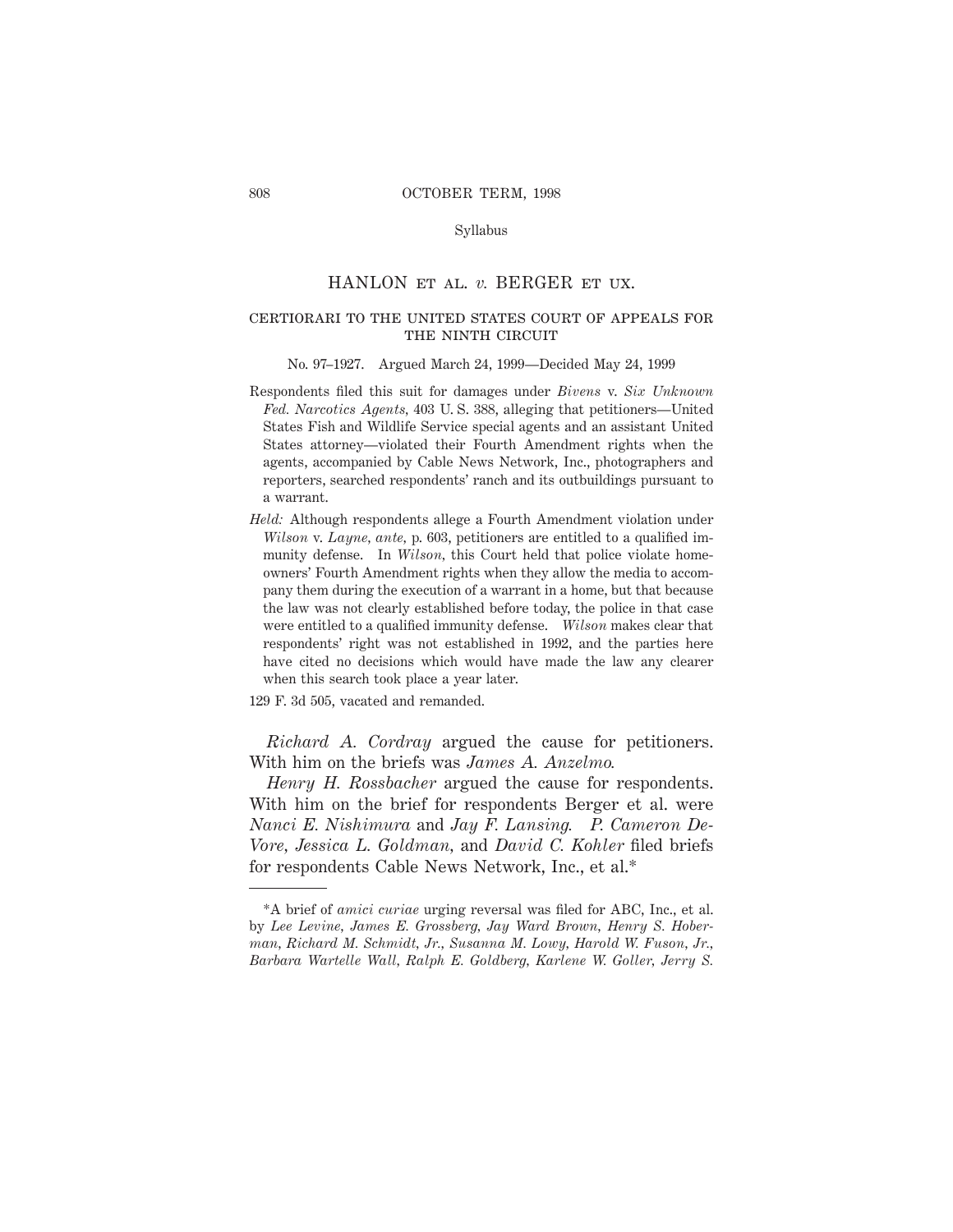Syllabus

# HANLON ET AL. *v.* BERGER ET UX.

## CERTIORARI TO THE UNITED STATES COURT OF APPEALS FOR THE NINTH CIRCUIT

No. 97–1927. Argued March 24, 1999—Decided May 24, 1999

Respondents filed this suit for damages under *Bivens* v. *Six Unknown Fed. Narcotics Agents,* 403 U. S. 388, alleging that petitioners—United States Fish and Wildlife Service special agents and an assistant United States attorney—violated their Fourth Amendment rights when the agents, accompanied by Cable News Network, Inc., photographers and reporters, searched respondents' ranch and its outbuildings pursuant to a warrant.

*Held:* Although respondents allege a Fourth Amendment violation under *Wilson* v. *Layne, ante,* p. 603, petitioners are entitled to a qualified immunity defense. In *Wilson,* this Court held that police violate homeowners' Fourth Amendment rights when they allow the media to accompany them during the execution of a warrant in a home, but that because the law was not clearly established before today, the police in that case were entitled to a qualified immunity defense. *Wilson* makes clear that respondents' right was not established in 1992, and the parties here have cited no decisions which would have made the law any clearer when this search took place a year later.

129 F. 3d 505, vacated and remanded.

*Richard A. Cordray* argued the cause for petitioners. With him on the briefs was *James A. Anzelmo.*

*Henry H. Rossbacher* argued the cause for respondents. With him on the brief for respondents Berger et al. were *Nanci E. Nishimura* and *Jay F. Lansing. P. Cameron DeVore, Jessica L. Goldman,* and *David C. Kohler* filed briefs for respondents Cable News Network, Inc., et al.*

---

*A brief of *amici curiae* urging reversal was filed for ABC, Inc., et al. by *Lee Levine, James E. Grossberg, Jay Ward Brown, Henry S. Hoberman, Richard M. Schmidt, Jr., Susanna M. Lowy, Harold W. Fuson, Jr., Barbara Wartelle Wall, Ralph E. Goldberg, Karlene W. Goller, Jerry S.*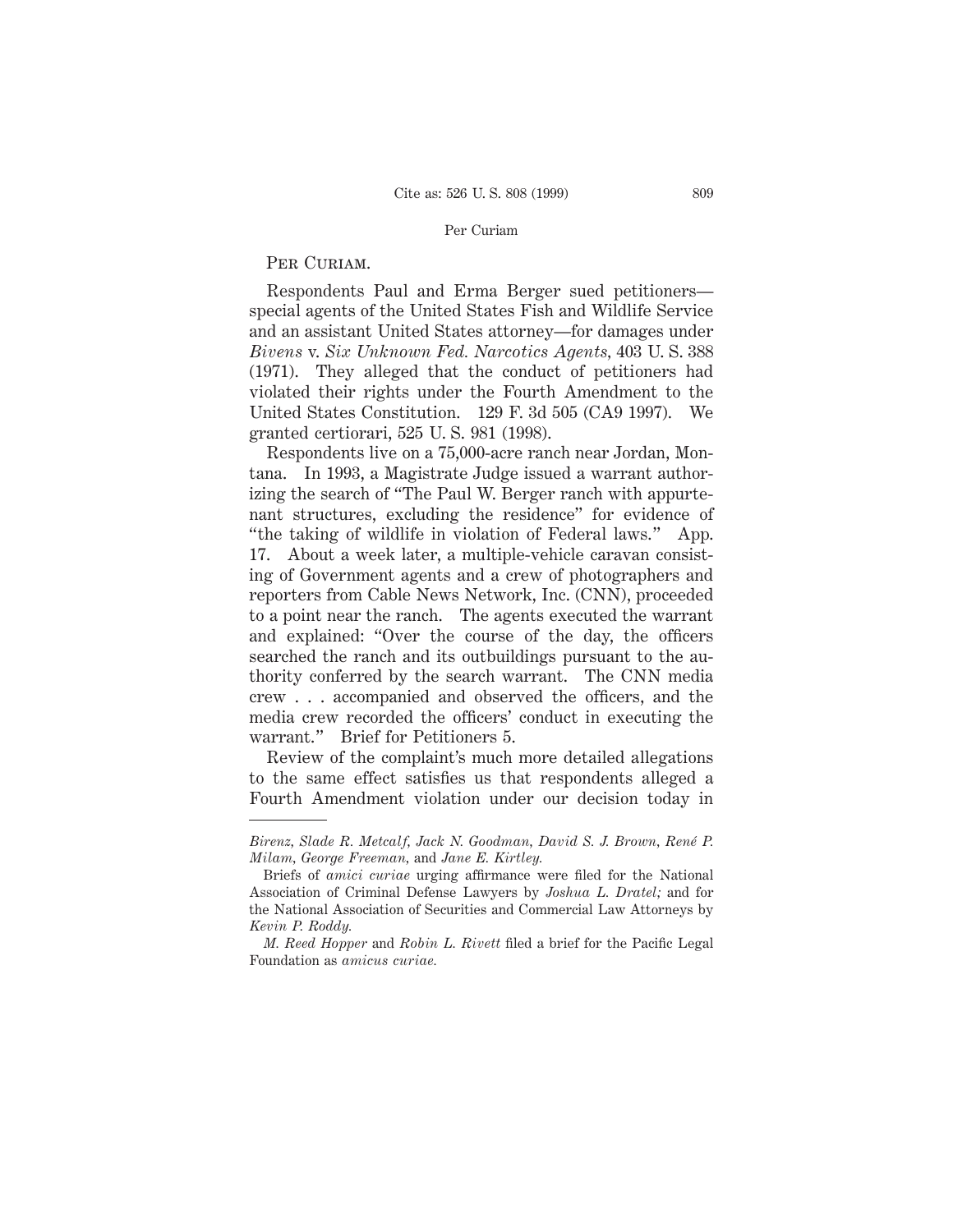PER CURIAM.

Respondents Paul and Erma Berger sued petitioners—special agents of the United States Fish and Wildlife Service and an assistant United States attorney—for damages under *Bivens* v. *Six Unknown Fed. Narcotics Agents,* 403 U. S. 388 (1971). They alleged that the conduct of petitioners had violated their rights under the Fourth Amendment to the United States Constitution. 129 F. 3d 505 (CA9 1997). We granted certiorari, 525 U. S. 981 (1998).

Respondents live on a 75,000-acre ranch near Jordan, Montana. In 1993, a Magistrate Judge issued a warrant authorizing the search of "The Paul W. Berger ranch with appurtenant structures, excluding the residence" for evidence of "the taking of wildlife in violation of Federal laws." App. 17. About a week later, a multiple-vehicle caravan consisting of Government agents and a crew of photographers and reporters from Cable News Network, Inc. (CNN), proceeded to a point near the ranch. The agents executed the warrant and explained: "Over the course of the day, the officers searched the ranch and its outbuildings pursuant to the authority conferred by the search warrant. The CNN media crew . . . accompanied and observed the officers, and the media crew recorded the officers' conduct in executing the warrant." Brief for Petitioners 5.

Review of the complaint's much more detailed allegations to the same effect satisfies us that respondents alleged a Fourth Amendment violation under our decision today in

---

*Birenz, Slade R. Metcalf, Jack N. Goodman, David S. J. Brown, René P. Milam, George Freeman,* and *Jane E. Kirtley.*

Briefs of *amici curiae* urging affirmance were filed for the National Association of Criminal Defense Lawyers by *Joshua L. Dratel;* and for the National Association of Securities and Commercial Law Attorneys by *Kevin P. Roddy.*

*M. Reed Hopper* and *Robin L. Rivett* filed a brief for the Pacific Legal Foundation as *amicus curiae.*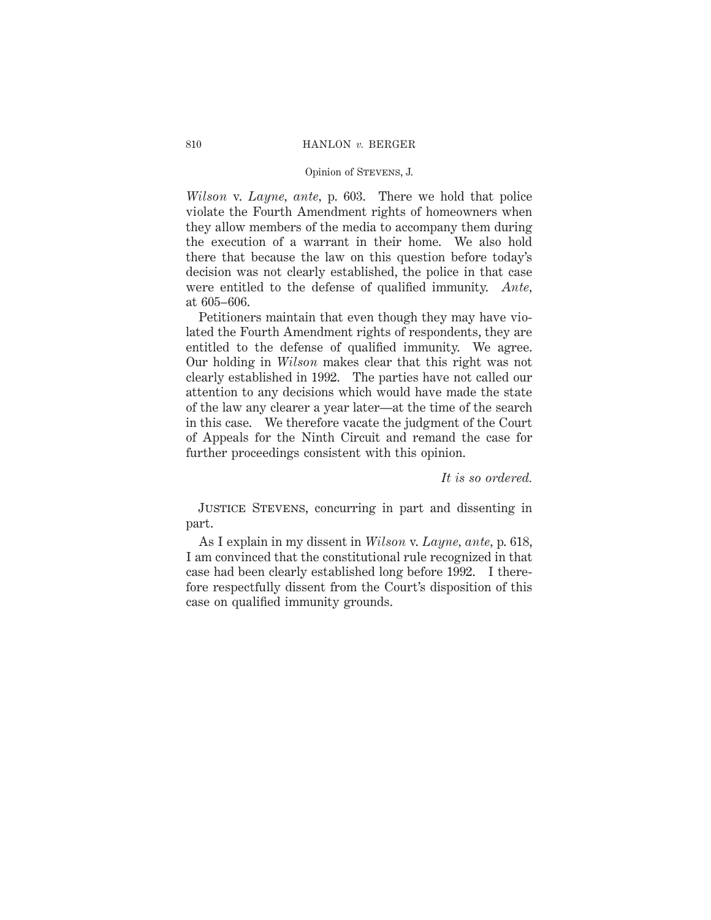*Wilson* v. *Layne*, *ante*, p. 603. There we hold that police violate the Fourth Amendment rights of homeowners when they allow members of the media to accompany them during the execution of a warrant in their home. We also hold there that because the law on this question before today's decision was not clearly established, the police in that case were entitled to the defense of qualified immunity. *Ante*, at 605–606.

Petitioners maintain that even though they may have violated the Fourth Amendment rights of respondents, they are entitled to the defense of qualified immunity. We agree. Our holding in *Wilson* makes clear that this right was not clearly established in 1992. The parties have not called our attention to any decisions which would have made the state of the law any clearer a year later—at the time of the search in this case. We therefore vacate the judgment of the Court of Appeals for the Ninth Circuit and remand the case for further proceedings consistent with this opinion.

*It is so ordered.*

Justice Stevens, concurring in part and dissenting in part.

As I explain in my dissent in *Wilson* v. *Layne*, *ante*, p. 618, I am convinced that the constitutional rule recognized in that case had been clearly established long before 1992. I therefore respectfully dissent from the Court's disposition of this case on qualified immunity grounds.